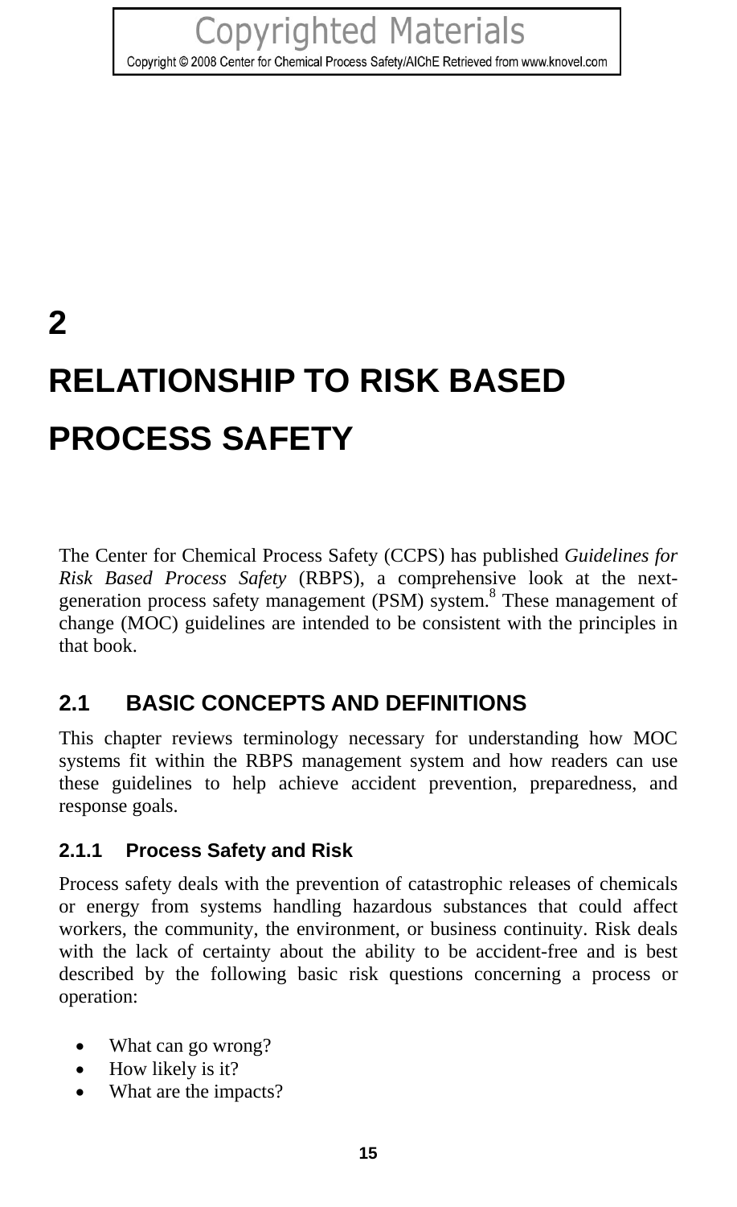# 2

# RELATIONSHIP TO RISK BASED PROCESS SAFETY

The Center for Chemical Process Safety (CCPS) has published *Guidelines for Risk Based Process Safety* (RBPS), a comprehensive look at the next-generation process safety management (PSM) system.[8] These management of change (MOC) guidelines are intended to be consistent with the principles in that book.

## 2.1 BASIC CONCEPTS AND DEFINITIONS

This chapter reviews terminology necessary for understanding how MOC systems fit within the RBPS management system and how readers can use these guidelines to help achieve accident prevention, preparedness, and response goals.

### 2.1.1 Process Safety and Risk

Process safety deals with the prevention of catastrophic releases of chemicals or energy from systems handling hazardous substances that could affect workers, the community, the environment, or business continuity. Risk deals with the lack of certainty about the ability to be accident-free and is best described by the following basic risk questions concerning a process or operation:

- What can go wrong?
- How likely is it?
- What are the impacts?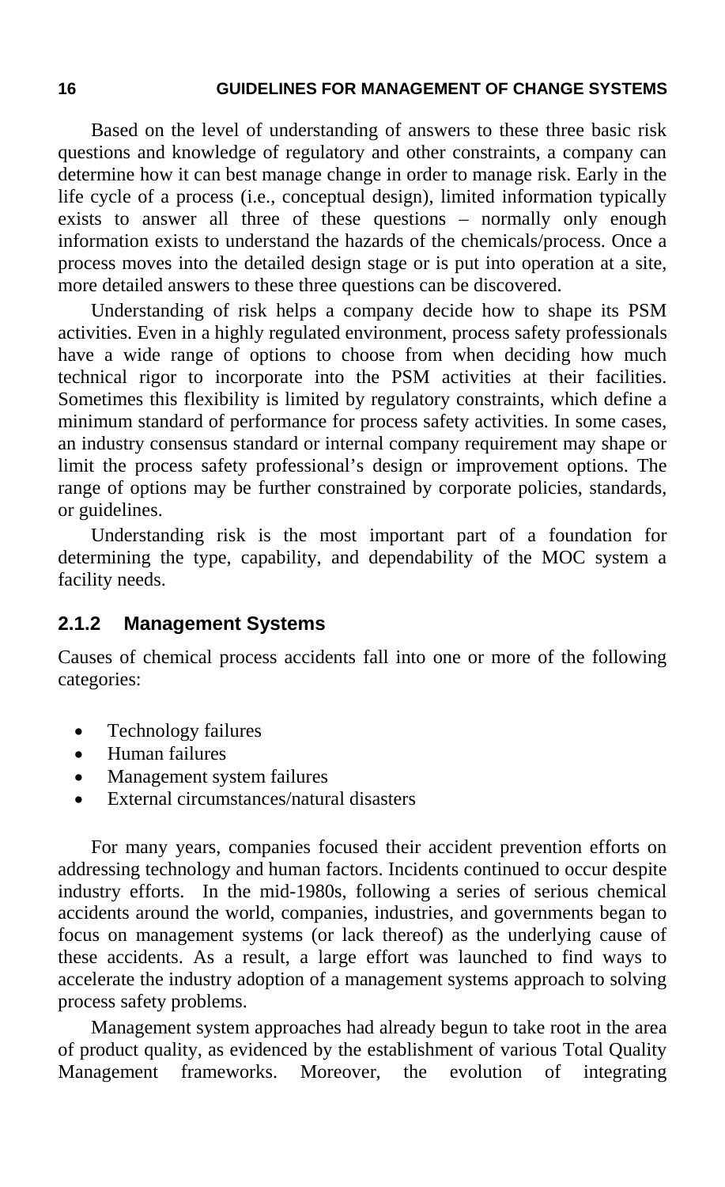Based on the level of understanding of answers to these three basic risk questions and knowledge of regulatory and other constraints, a company can determine how it can best manage change in order to manage risk. Early in the life cycle of a process (i.e., conceptual design), limited information typically exists to answer all three of these questions – normally only enough information exists to understand the hazards of the chemicals/process. Once a process moves into the detailed design stage or is put into operation at a site, more detailed answers to these three questions can be discovered.

Understanding of risk helps a company decide how to shape its PSM activities. Even in a highly regulated environment, process safety professionals have a wide range of options to choose from when deciding how much technical rigor to incorporate into the PSM activities at their facilities. Sometimes this flexibility is limited by regulatory constraints, which define a minimum standard of performance for process safety activities. In some cases, an industry consensus standard or internal company requirement may shape or limit the process safety professional's design or improvement options. The range of options may be further constrained by corporate policies, standards, or guidelines.

Understanding risk is the most important part of a foundation for determining the type, capability, and dependability of the MOC system a facility needs.

### 2.1.2 Management Systems

Causes of chemical process accidents fall into one or more of the following categories:

- Technology failures
- Human failures
- Management system failures
- External circumstances/natural disasters

For many years, companies focused their accident prevention efforts on addressing technology and human factors. Incidents continued to occur despite industry efforts. In the mid-1980s, following a series of serious chemical accidents around the world, companies, industries, and governments began to focus on management systems (or lack thereof) as the underlying cause of these accidents. As a result, a large effort was launched to find ways to accelerate the industry adoption of a management systems approach to solving process safety problems.

Management system approaches had already begun to take root in the area of product quality, as evidenced by the establishment of various Total Quality Management frameworks. Moreover, the evolution of integrating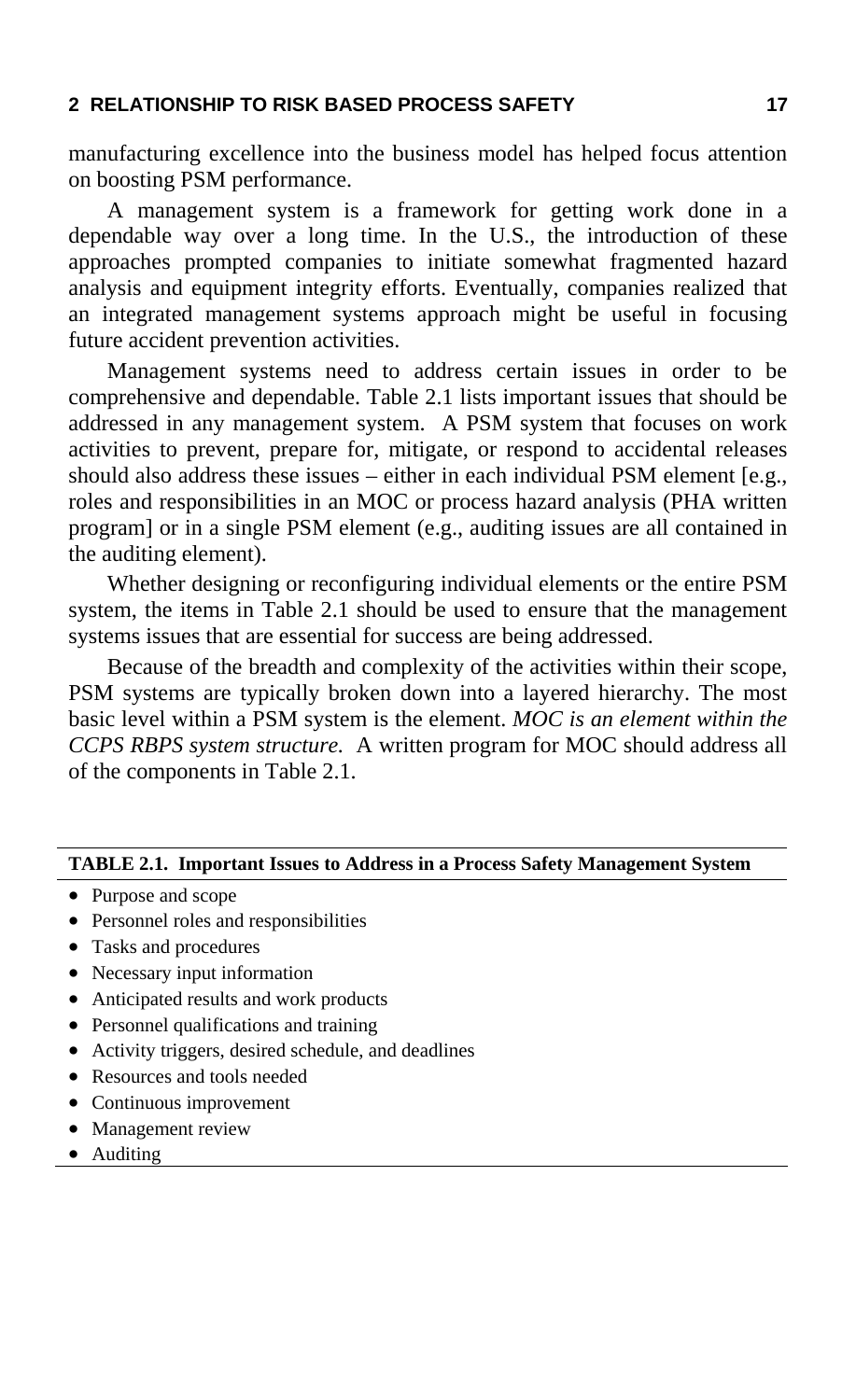manufacturing excellence into the business model has helped focus attention on boosting PSM performance.

A management system is a framework for getting work done in a dependable way over a long time. In the U.S., the introduction of these approaches prompted companies to initiate somewhat fragmented hazard analysis and equipment integrity efforts. Eventually, companies realized that an integrated management systems approach might be useful in focusing future accident prevention activities.

Management systems need to address certain issues in order to be comprehensive and dependable. Table 2.1 lists important issues that should be addressed in any management system. A PSM system that focuses on work activities to prevent, prepare for, mitigate, or respond to accidental releases should also address these issues – either in each individual PSM element [e.g., roles and responsibilities in an MOC or process hazard analysis (PHA written program] or in a single PSM element (e.g., auditing issues are all contained in the auditing element).

Whether designing or reconfiguring individual elements or the entire PSM system, the items in Table 2.1 should be used to ensure that the management systems issues that are essential for success are being addressed.

Because of the breadth and complexity of the activities within their scope, PSM systems are typically broken down into a layered hierarchy. The most basic level within a PSM system is the element. *MOC is an element within the CCPS RBPS system structure.* A written program for MOC should address all of the components in Table 2.1.

**TABLE 2.1. Important Issues to Address in a Process Safety Management System**

- Purpose and scope
- Personnel roles and responsibilities
- Tasks and procedures
- Necessary input information
- Anticipated results and work products
- Personnel qualifications and training
- Activity triggers, desired schedule, and deadlines
- Resources and tools needed
- Continuous improvement
- Management review
- Auditing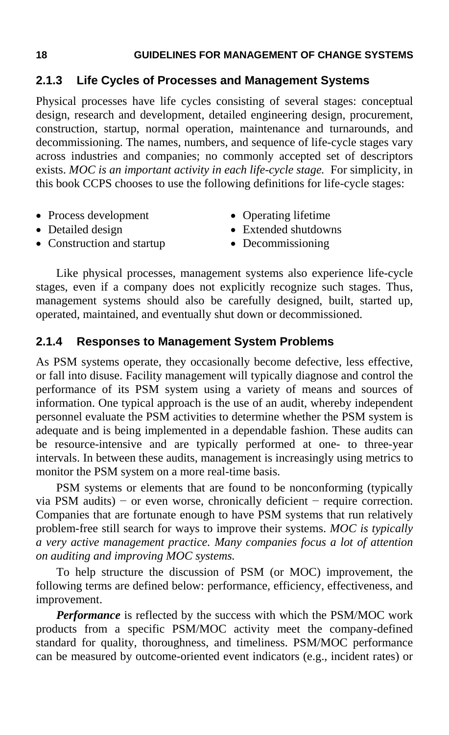### 2.1.3 Life Cycles of Processes and Management Systems

Physical processes have life cycles consisting of several stages: conceptual design, research and development, detailed engineering design, procurement, construction, startup, normal operation, maintenance and turnarounds, and decommissioning. The names, numbers, and sequence of life-cycle stages vary across industries and companies; no commonly accepted set of descriptors exists. *MOC is an important activity in each life-cycle stage.* For simplicity, in this book CCPS chooses to use the following definitions for life-cycle stages:

- Process development
- Detailed design
- Construction and startup
- Operating lifetime
- Extended shutdowns
- Decommissioning

Like physical processes, management systems also experience life-cycle stages, even if a company does not explicitly recognize such stages. Thus, management systems should also be carefully designed, built, started up, operated, maintained, and eventually shut down or decommissioned.

### 2.1.4 Responses to Management System Problems

As PSM systems operate, they occasionally become defective, less effective, or fall into disuse. Facility management will typically diagnose and control the performance of its PSM system using a variety of means and sources of information. One typical approach is the use of an audit, whereby independent personnel evaluate the PSM activities to determine whether the PSM system is adequate and is being implemented in a dependable fashion. These audits can be resource-intensive and are typically performed at one- to three-year intervals. In between these audits, management is increasingly using metrics to monitor the PSM system on a more real-time basis.

PSM systems or elements that are found to be nonconforming (typically via PSM audits) − or even worse, chronically deficient − require correction. Companies that are fortunate enough to have PSM systems that run relatively problem-free still search for ways to improve their systems. *MOC is typically a very active management practice. Many companies focus a lot of attention on auditing and improving MOC systems.*

To help structure the discussion of PSM (or MOC) improvement, the following terms are defined below: performance, efficiency, effectiveness, and improvement.

***Performance*** is reflected by the success with which the PSM/MOC work products from a specific PSM/MOC activity meet the company-defined standard for quality, thoroughness, and timeliness. PSM/MOC performance can be measured by outcome-oriented event indicators (e.g., incident rates) or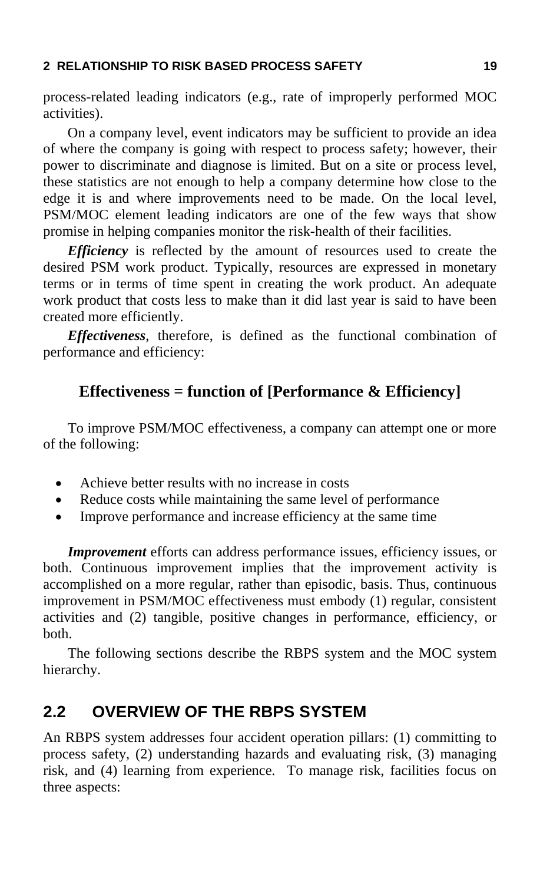process-related leading indicators (e.g., rate of improperly performed MOC activities).

On a company level, event indicators may be sufficient to provide an idea of where the company is going with respect to process safety; however, their power to discriminate and diagnose is limited. But on a site or process level, these statistics are not enough to help a company determine how close to the edge it is and where improvements need to be made. On the local level, PSM/MOC element leading indicators are one of the few ways that show promise in helping companies monitor the risk-health of their facilities.

***Efficiency*** is reflected by the amount of resources used to create the desired PSM work product. Typically, resources are expressed in monetary terms or in terms of time spent in creating the work product. An adequate work product that costs less to make than it did last year is said to have been created more efficiently.

***Effectiveness***, therefore, is defined as the functional combination of performance and efficiency:

**Effectiveness = function of [Performance & Efficiency]**

To improve PSM/MOC effectiveness, a company can attempt one or more of the following:

- Achieve better results with no increase in costs
- Reduce costs while maintaining the same level of performance
- Improve performance and increase efficiency at the same time

***Improvement*** efforts can address performance issues, efficiency issues, or both. Continuous improvement implies that the improvement activity is accomplished on a more regular, rather than episodic, basis. Thus, continuous improvement in PSM/MOC effectiveness must embody (1) regular, consistent activities and (2) tangible, positive changes in performance, efficiency, or both.

The following sections describe the RBPS system and the MOC system hierarchy.

## 2.2 OVERVIEW OF THE RBPS SYSTEM

An RBPS system addresses four accident operation pillars: (1) committing to process safety, (2) understanding hazards and evaluating risk, (3) managing risk, and (4) learning from experience. To manage risk, facilities focus on three aspects: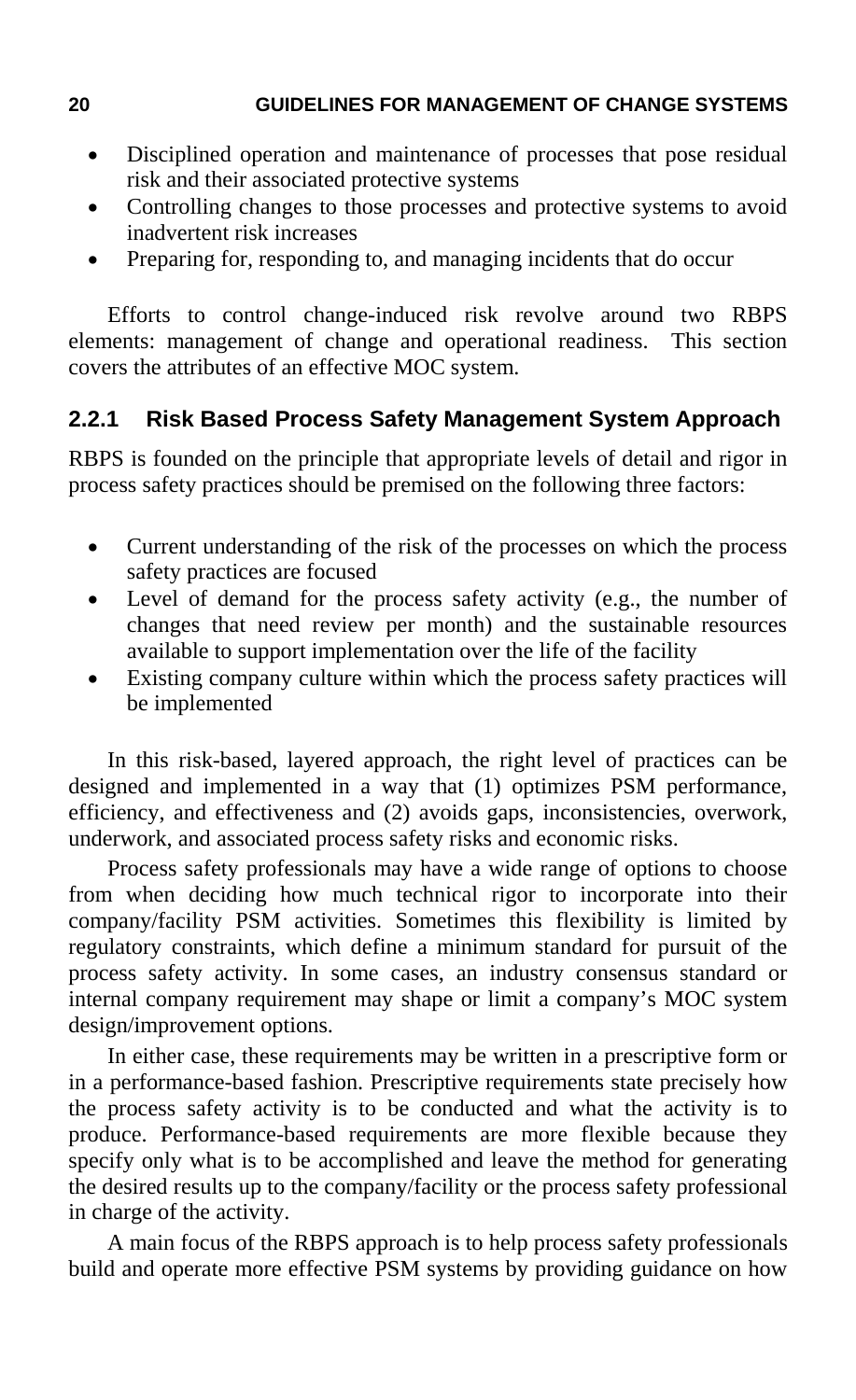- Disciplined operation and maintenance of processes that pose residual risk and their associated protective systems
- Controlling changes to those processes and protective systems to avoid inadvertent risk increases
- Preparing for, responding to, and managing incidents that do occur

Efforts to control change-induced risk revolve around two RBPS elements: management of change and operational readiness. This section covers the attributes of an effective MOC system.

### 2.2.1 Risk Based Process Safety Management System Approach

RBPS is founded on the principle that appropriate levels of detail and rigor in process safety practices should be premised on the following three factors:

- Current understanding of the risk of the processes on which the process safety practices are focused
- Level of demand for the process safety activity (e.g., the number of changes that need review per month) and the sustainable resources available to support implementation over the life of the facility
- Existing company culture within which the process safety practices will be implemented

In this risk-based, layered approach, the right level of practices can be designed and implemented in a way that (1) optimizes PSM performance, efficiency, and effectiveness and (2) avoids gaps, inconsistencies, overwork, underwork, and associated process safety risks and economic risks.

Process safety professionals may have a wide range of options to choose from when deciding how much technical rigor to incorporate into their company/facility PSM activities. Sometimes this flexibility is limited by regulatory constraints, which define a minimum standard for pursuit of the process safety activity. In some cases, an industry consensus standard or internal company requirement may shape or limit a company's MOC system design/improvement options.

In either case, these requirements may be written in a prescriptive form or in a performance-based fashion. Prescriptive requirements state precisely how the process safety activity is to be conducted and what the activity is to produce. Performance-based requirements are more flexible because they specify only what is to be accomplished and leave the method for generating the desired results up to the company/facility or the process safety professional in charge of the activity.

A main focus of the RBPS approach is to help process safety professionals build and operate more effective PSM systems by providing guidance on how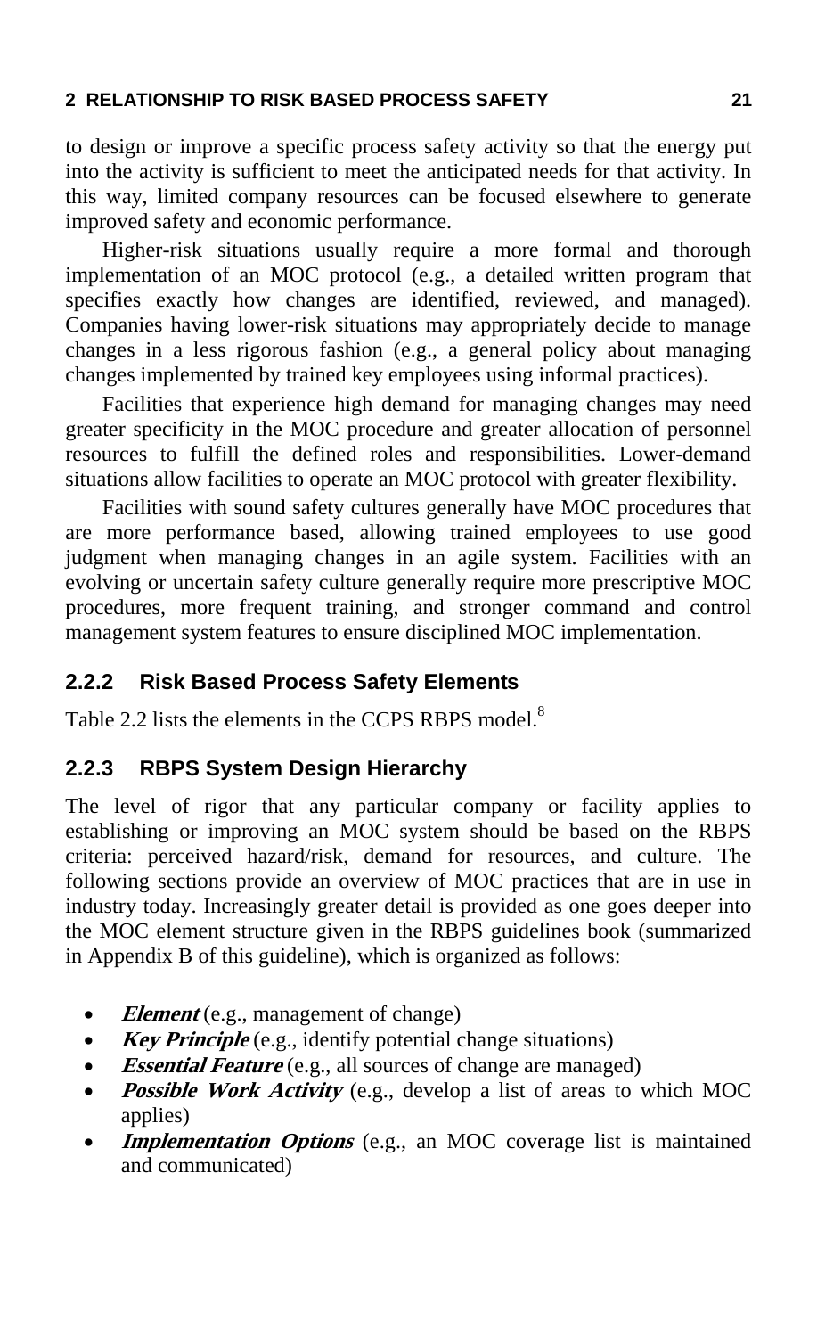to design or improve a specific process safety activity so that the energy put into the activity is sufficient to meet the anticipated needs for that activity. In this way, limited company resources can be focused elsewhere to generate improved safety and economic performance.

Higher-risk situations usually require a more formal and thorough implementation of an MOC protocol (e.g., a detailed written program that specifies exactly how changes are identified, reviewed, and managed). Companies having lower-risk situations may appropriately decide to manage changes in a less rigorous fashion (e.g., a general policy about managing changes implemented by trained key employees using informal practices).

Facilities that experience high demand for managing changes may need greater specificity in the MOC procedure and greater allocation of personnel resources to fulfill the defined roles and responsibilities. Lower-demand situations allow facilities to operate an MOC protocol with greater flexibility.

Facilities with sound safety cultures generally have MOC procedures that are more performance based, allowing trained employees to use good judgment when managing changes in an agile system. Facilities with an evolving or uncertain safety culture generally require more prescriptive MOC procedures, more frequent training, and stronger command and control management system features to ensure disciplined MOC implementation.

### 2.2.2 Risk Based Process Safety Elements

Table 2.2 lists the elements in the CCPS RBPS model.[8]

### 2.2.3 RBPS System Design Hierarchy

The level of rigor that any particular company or facility applies to establishing or improving an MOC system should be based on the RBPS criteria: perceived hazard/risk, demand for resources, and culture. The following sections provide an overview of MOC practices that are in use in industry today. Increasingly greater detail is provided as one goes deeper into the MOC element structure given in the RBPS guidelines book (summarized in Appendix B of this guideline), which is organized as follows:

- ***Element*** (e.g., management of change)
- ***Key Principle*** (e.g., identify potential change situations)
- ***Essential Feature*** (e.g., all sources of change are managed)
- ***Possible Work Activity*** (e.g., develop a list of areas to which MOC applies)
- ***Implementation Options*** (e.g., an MOC coverage list is maintained and communicated)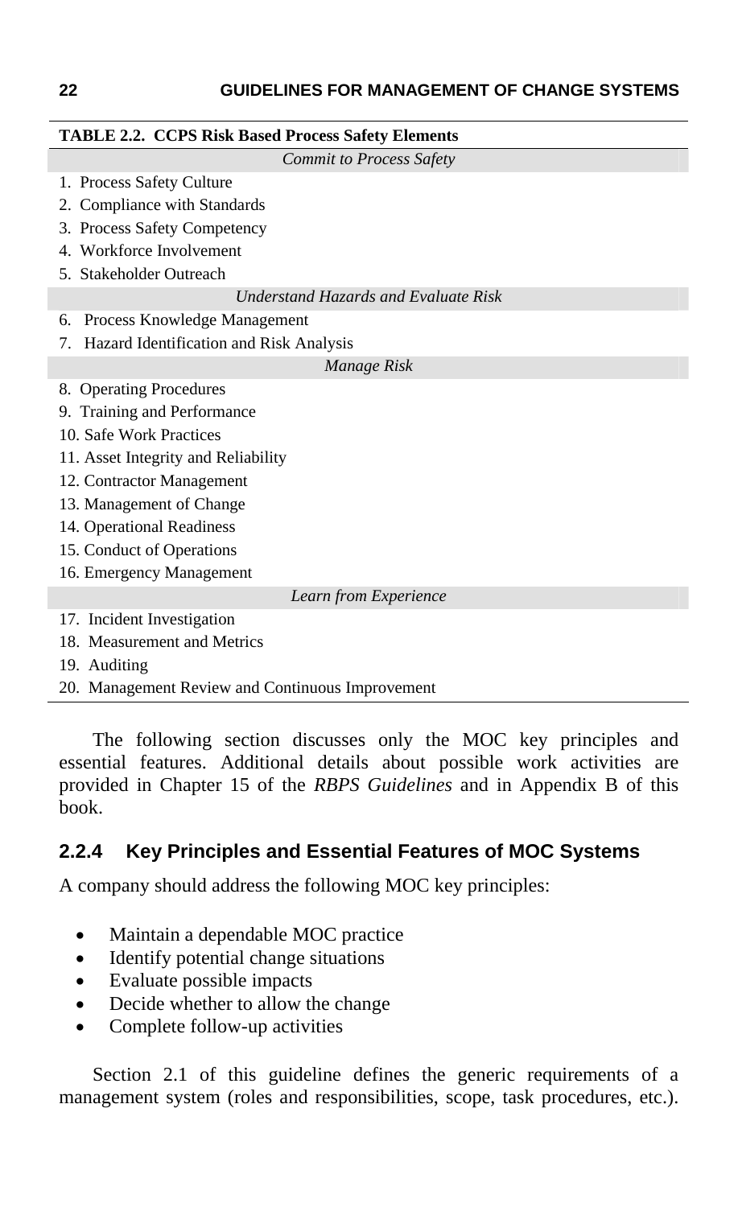**TABLE 2.2. CCPS Risk Based Process Safety Elements**

| *Commit to Process Safety* |
|---|
| 1. Process Safety Culture |
| 2. Compliance with Standards |
| 3. Process Safety Competency |
| 4. Workforce Involvement |
| 5. Stakeholder Outreach |
| *Understand Hazards and Evaluate Risk* |
| 6. Process Knowledge Management |
| 7. Hazard Identification and Risk Analysis |
| *Manage Risk* |
| 8. Operating Procedures |
| 9. Training and Performance |
| 10. Safe Work Practices |
| 11. Asset Integrity and Reliability |
| 12. Contractor Management |
| 13. Management of Change |
| 14. Operational Readiness |
| 15. Conduct of Operations |
| 16. Emergency Management |
| *Learn from Experience* |
| 17. Incident Investigation |
| 18. Measurement and Metrics |
| 19. Auditing |
| 20. Management Review and Continuous Improvement |

The following section discusses only the MOC key principles and essential features. Additional details about possible work activities are provided in Chapter 15 of the *RBPS Guidelines* and in Appendix B of this book.

## 2.2.4 Key Principles and Essential Features of MOC Systems

A company should address the following MOC key principles:

- Maintain a dependable MOC practice
- Identify potential change situations
- Evaluate possible impacts
- Decide whether to allow the change
- Complete follow-up activities

Section 2.1 of this guideline defines the generic requirements of a management system (roles and responsibilities, scope, task procedures, etc.).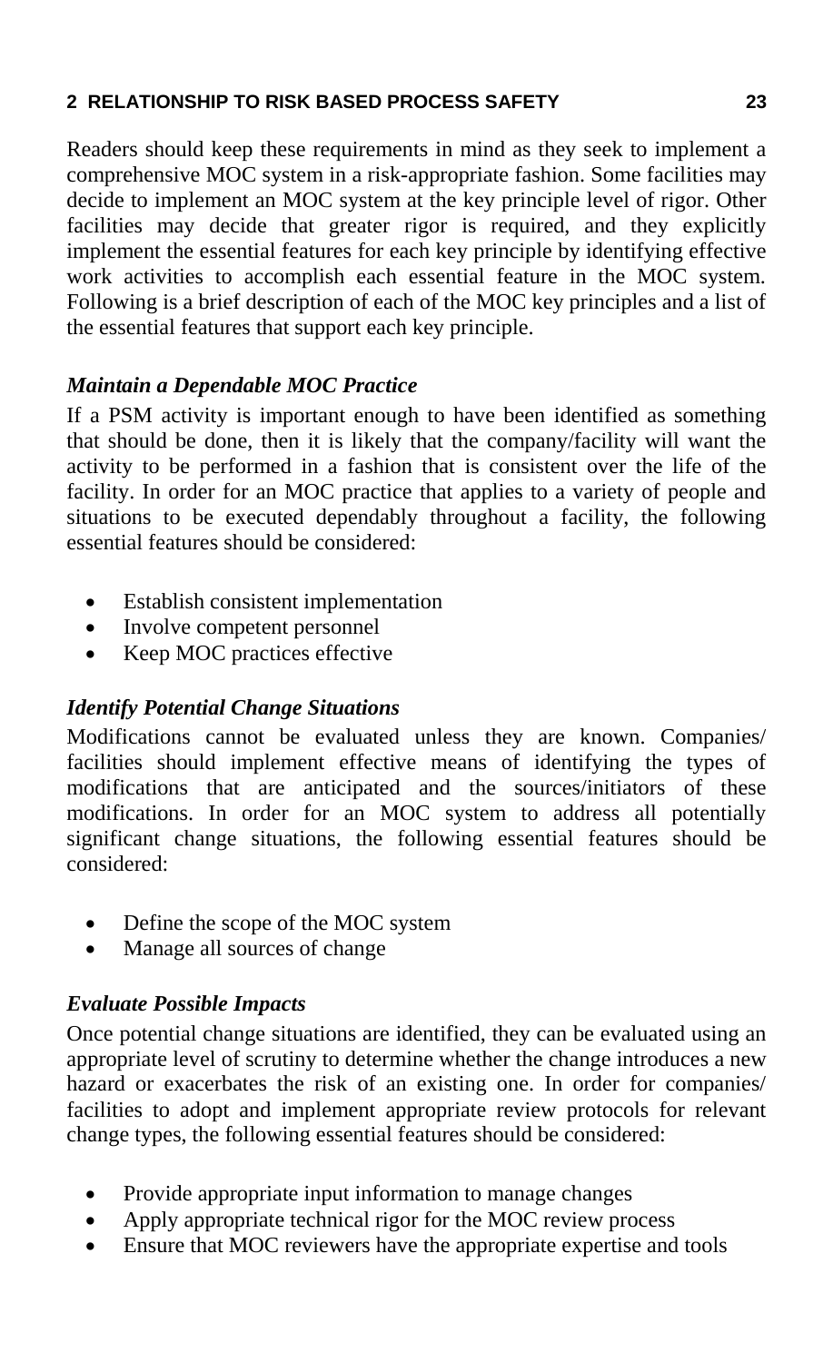Readers should keep these requirements in mind as they seek to implement a comprehensive MOC system in a risk-appropriate fashion. Some facilities may decide to implement an MOC system at the key principle level of rigor. Other facilities may decide that greater rigor is required, and they explicitly implement the essential features for each key principle by identifying effective work activities to accomplish each essential feature in the MOC system. Following is a brief description of each of the MOC key principles and a list of the essential features that support each key principle.

### *Maintain a Dependable MOC Practice*

If a PSM activity is important enough to have been identified as something that should be done, then it is likely that the company/facility will want the activity to be performed in a fashion that is consistent over the life of the facility. In order for an MOC practice that applies to a variety of people and situations to be executed dependably throughout a facility, the following essential features should be considered:

- Establish consistent implementation
- Involve competent personnel
- Keep MOC practices effective

### *Identify Potential Change Situations*

Modifications cannot be evaluated unless they are known. Companies/ facilities should implement effective means of identifying the types of modifications that are anticipated and the sources/initiators of these modifications. In order for an MOC system to address all potentially significant change situations, the following essential features should be considered:

- Define the scope of the MOC system
- Manage all sources of change

### *Evaluate Possible Impacts*

Once potential change situations are identified, they can be evaluated using an appropriate level of scrutiny to determine whether the change introduces a new hazard or exacerbates the risk of an existing one. In order for companies/ facilities to adopt and implement appropriate review protocols for relevant change types, the following essential features should be considered:

- Provide appropriate input information to manage changes
- Apply appropriate technical rigor for the MOC review process
- Ensure that MOC reviewers have the appropriate expertise and tools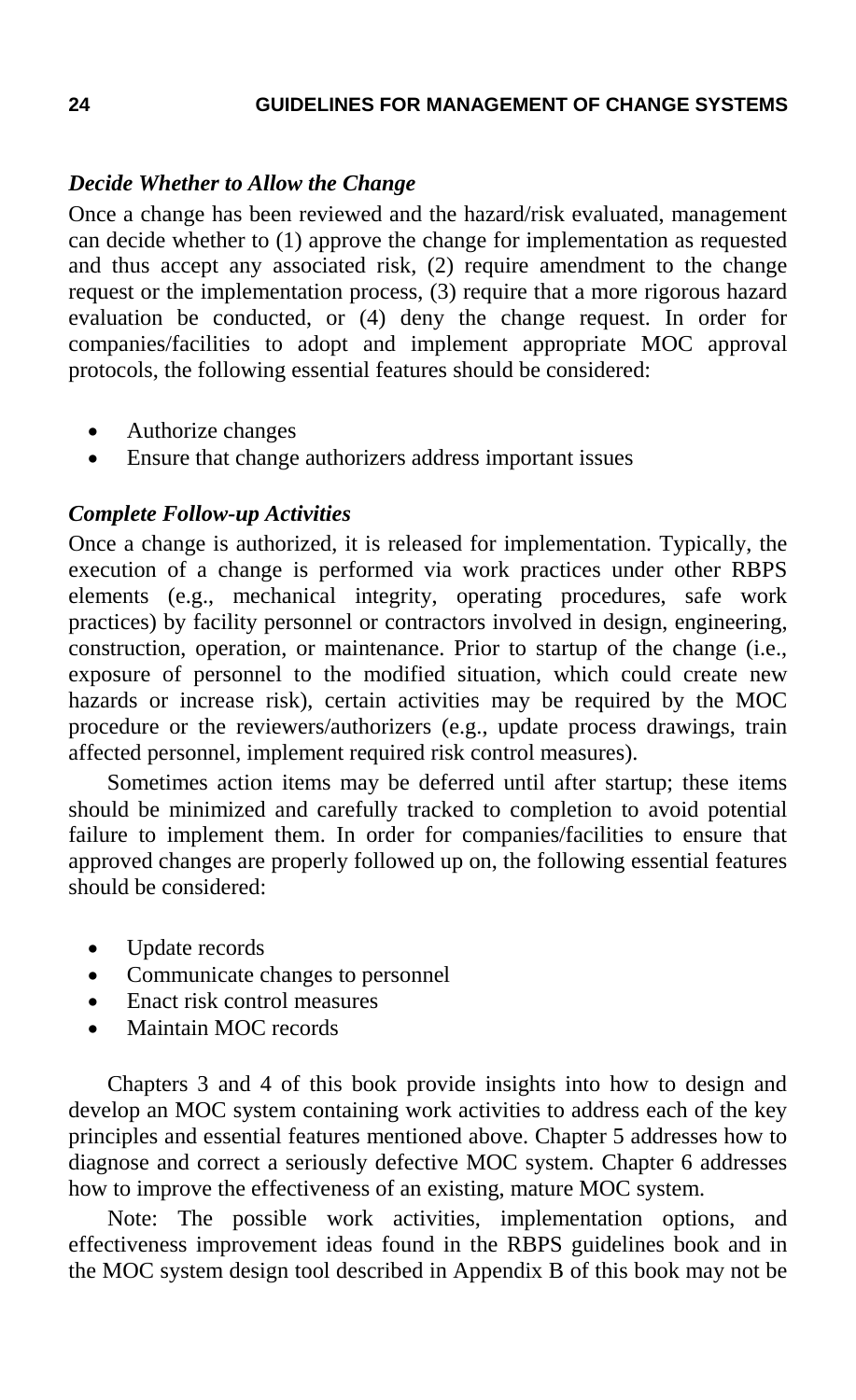### *Decide Whether to Allow the Change*

Once a change has been reviewed and the hazard/risk evaluated, management can decide whether to (1) approve the change for implementation as requested and thus accept any associated risk, (2) require amendment to the change request or the implementation process, (3) require that a more rigorous hazard evaluation be conducted, or (4) deny the change request. In order for companies/facilities to adopt and implement appropriate MOC approval protocols, the following essential features should be considered:

- Authorize changes
- Ensure that change authorizers address important issues

### *Complete Follow-up Activities*

Once a change is authorized, it is released for implementation. Typically, the execution of a change is performed via work practices under other RBPS elements (e.g., mechanical integrity, operating procedures, safe work practices) by facility personnel or contractors involved in design, engineering, construction, operation, or maintenance. Prior to startup of the change (i.e., exposure of personnel to the modified situation, which could create new hazards or increase risk), certain activities may be required by the MOC procedure or the reviewers/authorizers (e.g., update process drawings, train affected personnel, implement required risk control measures).

Sometimes action items may be deferred until after startup; these items should be minimized and carefully tracked to completion to avoid potential failure to implement them. In order for companies/facilities to ensure that approved changes are properly followed up on, the following essential features should be considered:

- Update records
- Communicate changes to personnel
- Enact risk control measures
- Maintain MOC records

Chapters 3 and 4 of this book provide insights into how to design and develop an MOC system containing work activities to address each of the key principles and essential features mentioned above. Chapter 5 addresses how to diagnose and correct a seriously defective MOC system. Chapter 6 addresses how to improve the effectiveness of an existing, mature MOC system.

Note: The possible work activities, implementation options, and effectiveness improvement ideas found in the RBPS guidelines book and in the MOC system design tool described in Appendix B of this book may not be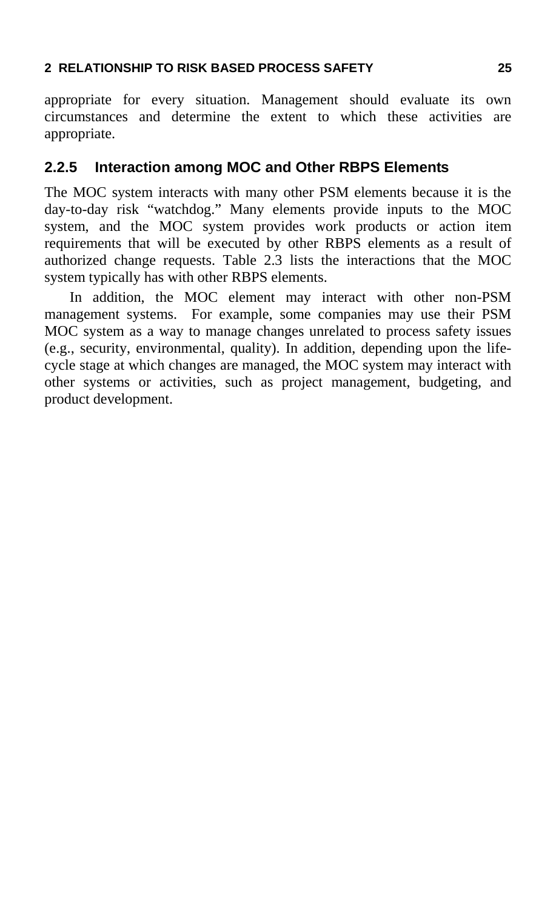appropriate for every situation. Management should evaluate its own circumstances and determine the extent to which these activities are appropriate.

### 2.2.5 Interaction among MOC and Other RBPS Elements

The MOC system interacts with many other PSM elements because it is the day-to-day risk "watchdog." Many elements provide inputs to the MOC system, and the MOC system provides work products or action item requirements that will be executed by other RBPS elements as a result of authorized change requests. Table 2.3 lists the interactions that the MOC system typically has with other RBPS elements.

In addition, the MOC element may interact with other non-PSM management systems. For example, some companies may use their PSM MOC system as a way to manage changes unrelated to process safety issues (e.g., security, environmental, quality). In addition, depending upon the life-cycle stage at which changes are managed, the MOC system may interact with other systems or activities, such as project management, budgeting, and product development.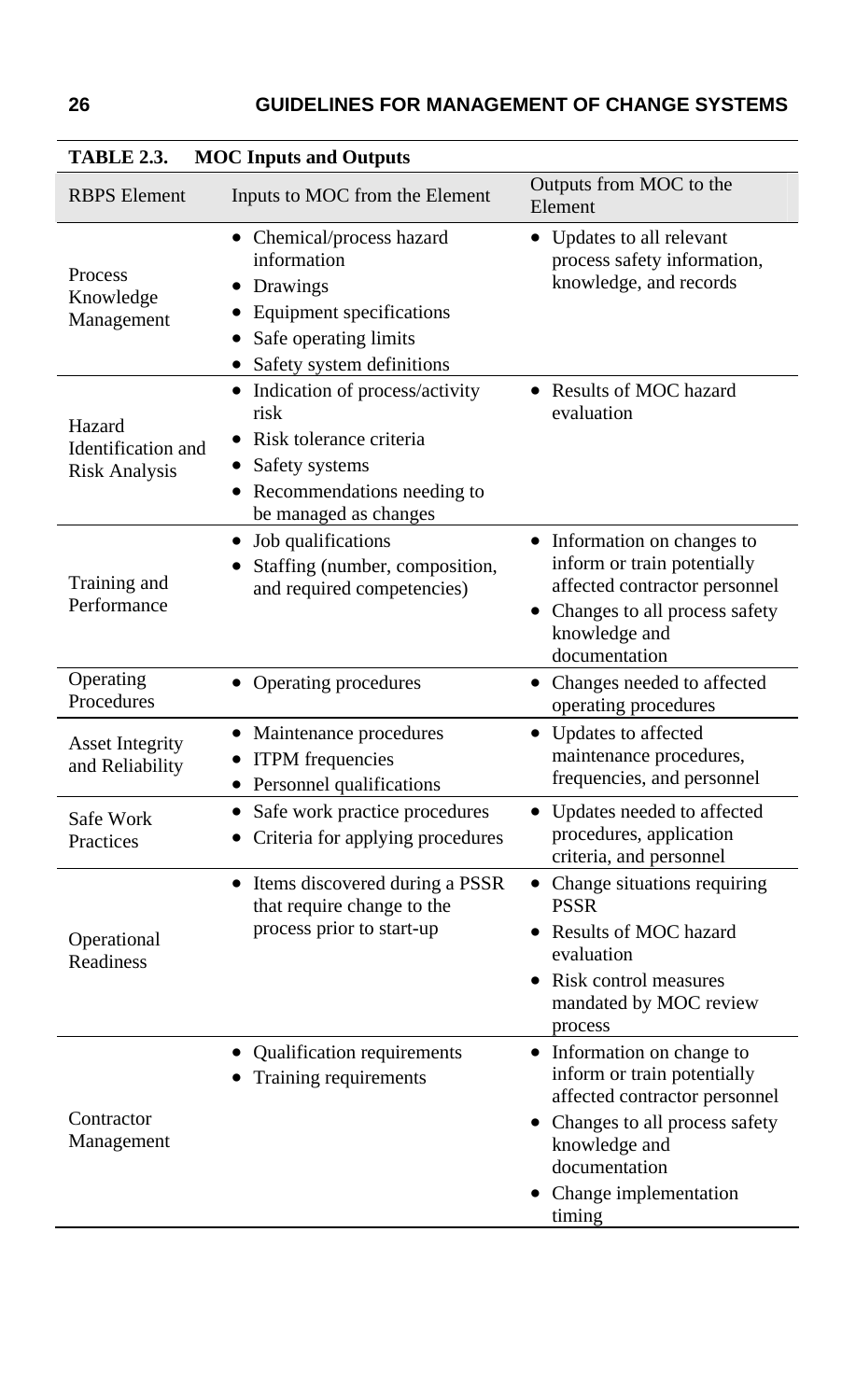**TABLE 2.3. MOC Inputs and Outputs**

| RBPS Element | Inputs to MOC from the Element | Outputs from MOC to the Element |
|---|---|---|
| Process Knowledge Management | • Chemical/process hazard information<br>• Drawings<br>• Equipment specifications<br>• Safe operating limits<br>• Safety system definitions | • Updates to all relevant process safety information, knowledge, and records |
| Hazard Identification and Risk Analysis | • Indication of process/activity risk<br>• Risk tolerance criteria<br>• Safety systems<br>• Recommendations needing to be managed as changes | • Results of MOC hazard evaluation |
| Training and Performance | • Job qualifications<br>• Staffing (number, composition, and required competencies) | • Information on changes to inform or train potentially affected contractor personnel<br>• Changes to all process safety knowledge and documentation |
| Operating Procedures | • Operating procedures | • Changes needed to affected operating procedures |
| Asset Integrity and Reliability | • Maintenance procedures<br>• ITPM frequencies<br>• Personnel qualifications | • Updates to affected maintenance procedures, frequencies, and personnel |
| Safe Work Practices | • Safe work practice procedures<br>• Criteria for applying procedures | • Updates needed to affected procedures, application criteria, and personnel |
| Operational Readiness | • Items discovered during a PSSR that require change to the process prior to start-up | • Change situations requiring PSSR<br>• Results of MOC hazard evaluation<br>• Risk control measures mandated by MOC review process |
| Contractor Management | • Qualification requirements<br>• Training requirements | • Information on change to inform or train potentially affected contractor personnel<br>• Changes to all process safety knowledge and documentation<br>• Change implementation timing |